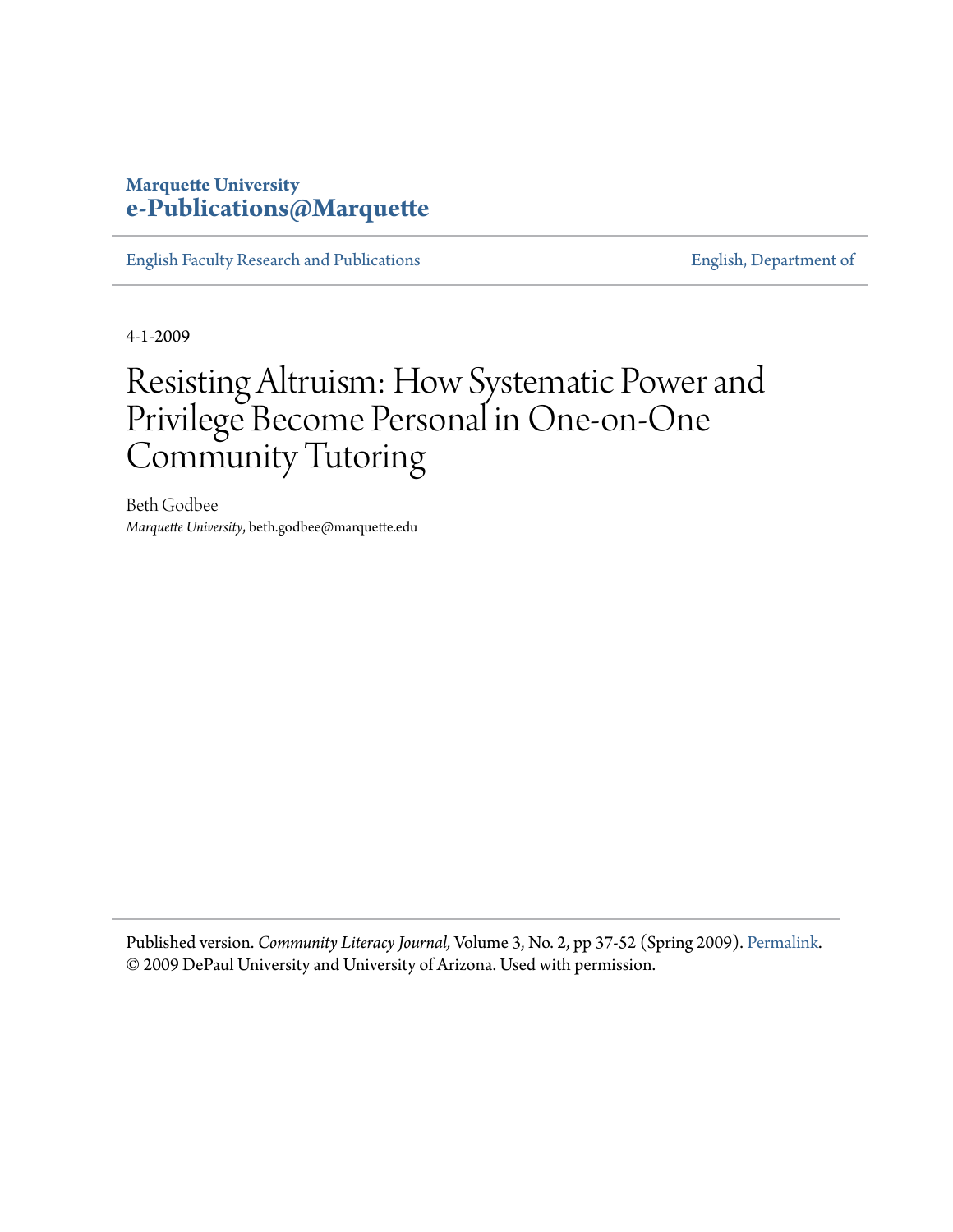Marquette University
**e-Publications@Marquette**

English Faculty Research and Publications | English, Department of

4-1-2009

# Resisting Altruism: How Systematic Power and Privilege Become Personal in One-on-One Community Tutoring

Beth Godbee
*Marquette University*, beth.godbee@marquette.edu

Published version. *Community Literacy Journal*, Volume 3, No. 2, pp 37-52 (Spring 2009). Permalink.
© 2009 DePaul University and University of Arizona. Used with permission.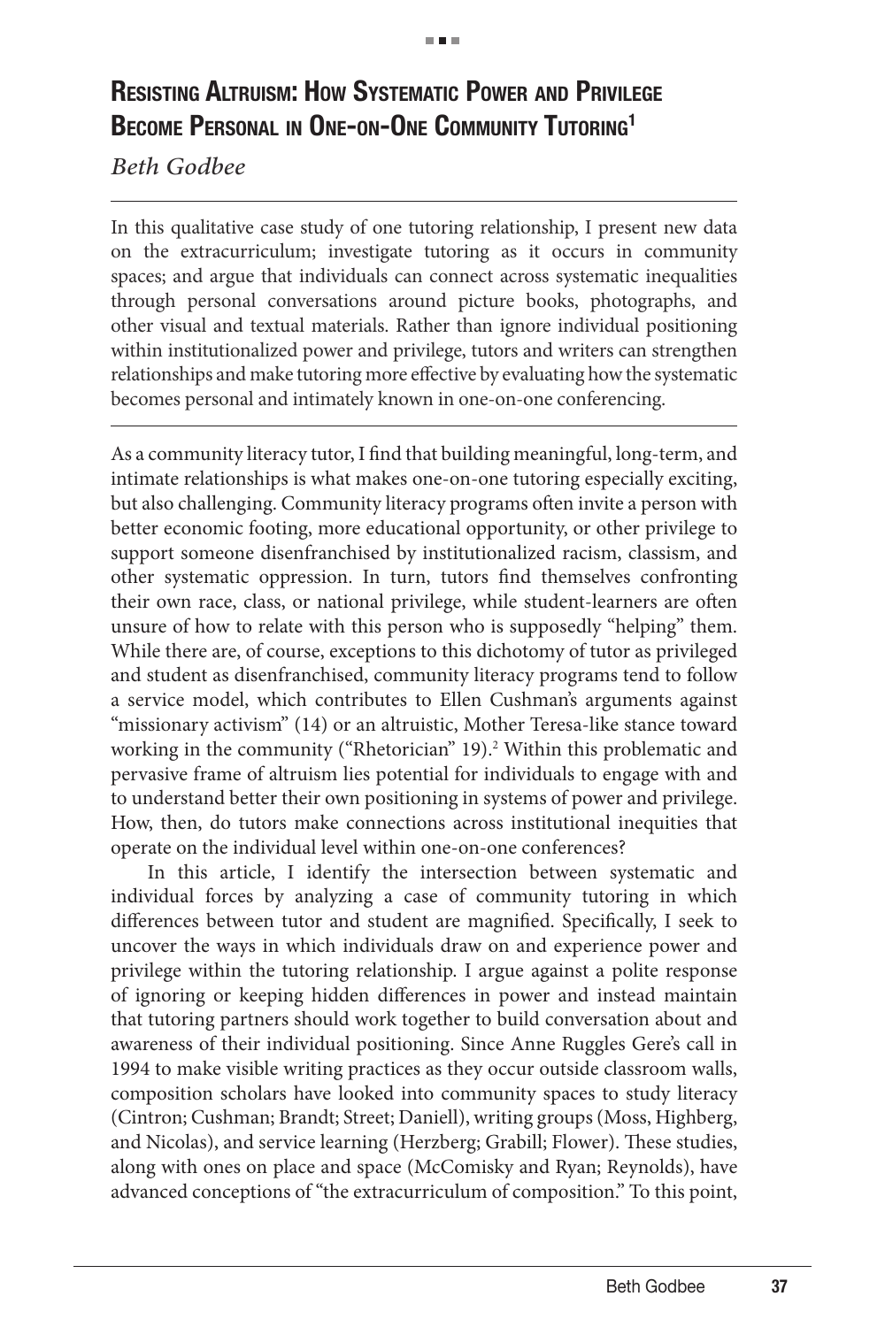# Resisting Altruism: How Systematic Power and Privilege Become Personal in One-on-One Community Tutoring[1]

*Beth Godbee*

In this qualitative case study of one tutoring relationship, I present new data on the extracurriculum; investigate tutoring as it occurs in community spaces; and argue that individuals can connect across systematic inequalities through personal conversations around picture books, photographs, and other visual and textual materials. Rather than ignore individual positioning within institutionalized power and privilege, tutors and writers can strengthen relationships and make tutoring more effective by evaluating how the systematic becomes personal and intimately known in one-on-one conferencing.

---

As a community literacy tutor, I find that building meaningful, long-term, and intimate relationships is what makes one-on-one tutoring especially exciting, but also challenging. Community literacy programs often invite a person with better economic footing, more educational opportunity, or other privilege to support someone disenfranchised by institutionalized racism, classism, and other systematic oppression. In turn, tutors find themselves confronting their own race, class, or national privilege, while student-learners are often unsure of how to relate with this person who is supposedly "helping" them. While there are, of course, exceptions to this dichotomy of tutor as privileged and student as disenfranchised, community literacy programs tend to follow a service model, which contributes to Ellen Cushman's arguments against "missionary activism" (14) or an altruistic, Mother Teresa-like stance toward working in the community ("Rhetorician" 19).[2] Within this problematic and pervasive frame of altruism lies potential for individuals to engage with and to understand better their own positioning in systems of power and privilege. How, then, do tutors make connections across institutional inequities that operate on the individual level within one-on-one conferences?

In this article, I identify the intersection between systematic and individual forces by analyzing a case of community tutoring in which differences between tutor and student are magnified. Specifically, I seek to uncover the ways in which individuals draw on and experience power and privilege within the tutoring relationship. I argue against a polite response of ignoring or keeping hidden differences in power and instead maintain that tutoring partners should work together to build conversation about and awareness of their individual positioning. Since Anne Ruggles Gere's call in 1994 to make visible writing practices as they occur outside classroom walls, composition scholars have looked into community spaces to study literacy (Cintron; Cushman; Brandt; Street; Daniell), writing groups (Moss, Highberg, and Nicolas), and service learning (Herzberg; Grabill; Flower). These studies, along with ones on place and space (McComisky and Ryan; Reynolds), have advanced conceptions of "the extracurriculum of composition." To this point,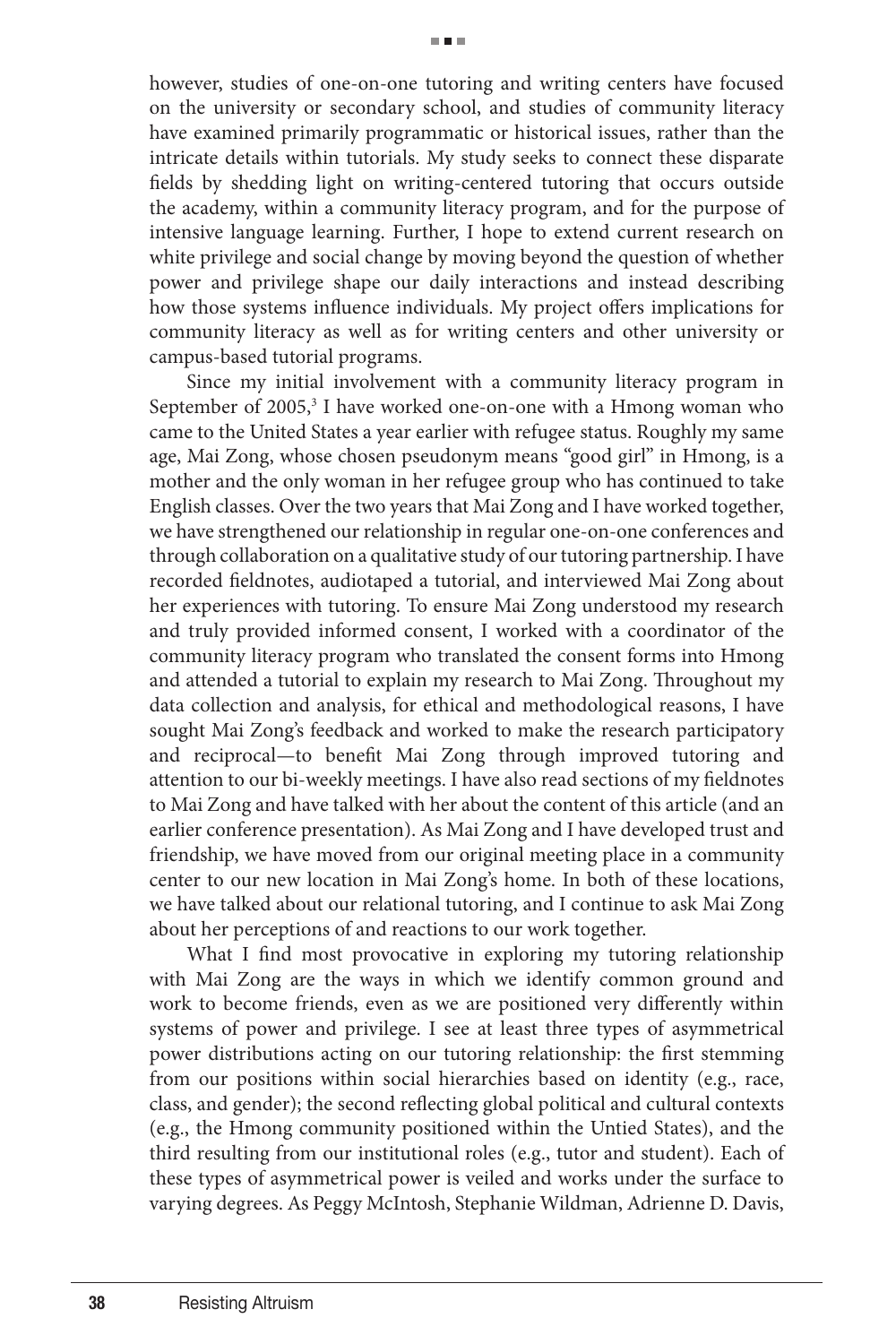however, studies of one-on-one tutoring and writing centers have focused on the university or secondary school, and studies of community literacy have examined primarily programmatic or historical issues, rather than the intricate details within tutorials. My study seeks to connect these disparate fields by shedding light on writing-centered tutoring that occurs outside the academy, within a community literacy program, and for the purpose of intensive language learning. Further, I hope to extend current research on white privilege and social change by moving beyond the question of whether power and privilege shape our daily interactions and instead describing how those systems influence individuals. My project offers implications for community literacy as well as for writing centers and other university or campus-based tutorial programs.

Since my initial involvement with a community literacy program in September of 2005,[3] I have worked one-on-one with a Hmong woman who came to the United States a year earlier with refugee status. Roughly my same age, Mai Zong, whose chosen pseudonym means "good girl" in Hmong, is a mother and the only woman in her refugee group who has continued to take English classes. Over the two years that Mai Zong and I have worked together, we have strengthened our relationship in regular one-on-one conferences and through collaboration on a qualitative study of our tutoring partnership. I have recorded fieldnotes, audiotaped a tutorial, and interviewed Mai Zong about her experiences with tutoring. To ensure Mai Zong understood my research and truly provided informed consent, I worked with a coordinator of the community literacy program who translated the consent forms into Hmong and attended a tutorial to explain my research to Mai Zong. Throughout my data collection and analysis, for ethical and methodological reasons, I have sought Mai Zong's feedback and worked to make the research participatory and reciprocal—to benefit Mai Zong through improved tutoring and attention to our bi-weekly meetings. I have also read sections of my fieldnotes to Mai Zong and have talked with her about the content of this article (and an earlier conference presentation). As Mai Zong and I have developed trust and friendship, we have moved from our original meeting place in a community center to our new location in Mai Zong's home. In both of these locations, we have talked about our relational tutoring, and I continue to ask Mai Zong about her perceptions of and reactions to our work together.

What I find most provocative in exploring my tutoring relationship with Mai Zong are the ways in which we identify common ground and work to become friends, even as we are positioned very differently within systems of power and privilege. I see at least three types of asymmetrical power distributions acting on our tutoring relationship: the first stemming from our positions within social hierarchies based on identity (e.g., race, class, and gender); the second reflecting global political and cultural contexts (e.g., the Hmong community positioned within the Untied States), and the third resulting from our institutional roles (e.g., tutor and student). Each of these types of asymmetrical power is veiled and works under the surface to varying degrees. As Peggy McIntosh, Stephanie Wildman, Adrienne D. Davis,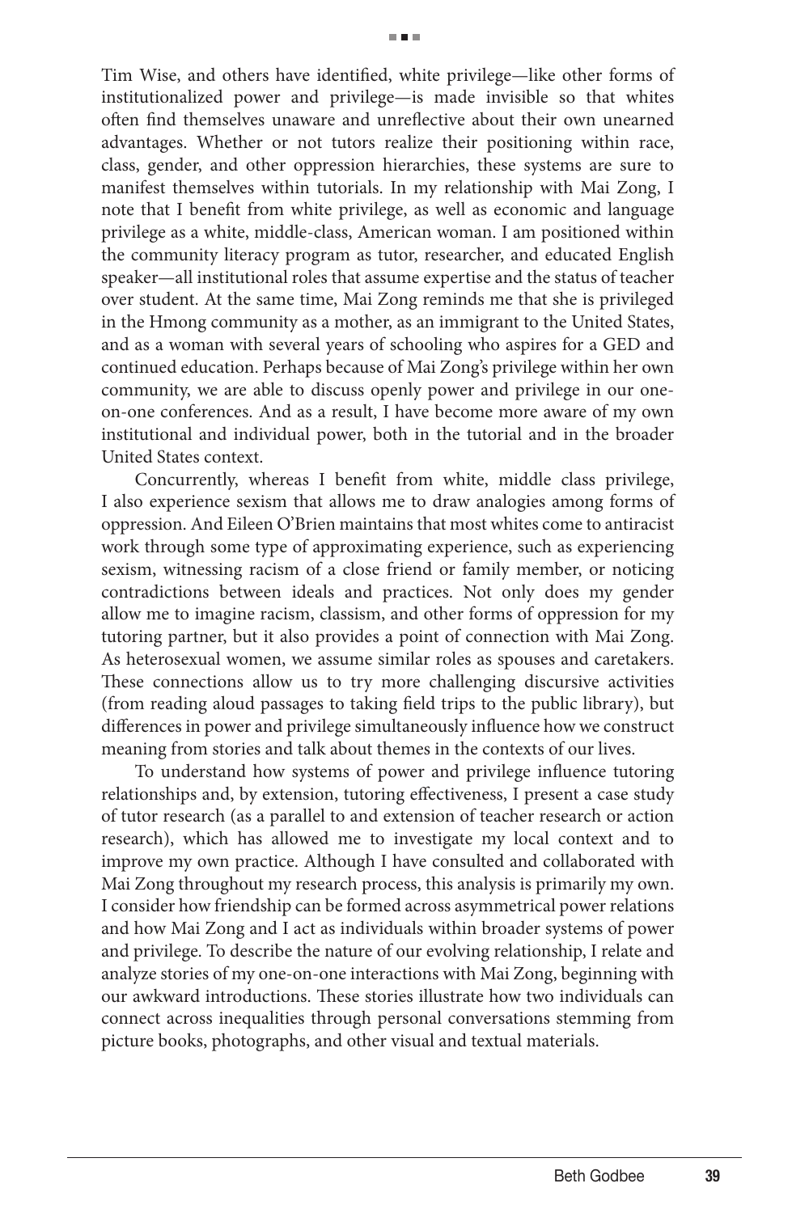Tim Wise, and others have identified, white privilege—like other forms of institutionalized power and privilege—is made invisible so that whites often find themselves unaware and unreflective about their own unearned advantages. Whether or not tutors realize their positioning within race, class, gender, and other oppression hierarchies, these systems are sure to manifest themselves within tutorials. In my relationship with Mai Zong, I note that I benefit from white privilege, as well as economic and language privilege as a white, middle-class, American woman. I am positioned within the community literacy program as tutor, researcher, and educated English speaker—all institutional roles that assume expertise and the status of teacher over student. At the same time, Mai Zong reminds me that she is privileged in the Hmong community as a mother, as an immigrant to the United States, and as a woman with several years of schooling who aspires for a GED and continued education. Perhaps because of Mai Zong's privilege within her own community, we are able to discuss openly power and privilege in our one-on-one conferences. And as a result, I have become more aware of my own institutional and individual power, both in the tutorial and in the broader United States context.

Concurrently, whereas I benefit from white, middle class privilege, I also experience sexism that allows me to draw analogies among forms of oppression. And Eileen O'Brien maintains that most whites come to antiracist work through some type of approximating experience, such as experiencing sexism, witnessing racism of a close friend or family member, or noticing contradictions between ideals and practices. Not only does my gender allow me to imagine racism, classism, and other forms of oppression for my tutoring partner, but it also provides a point of connection with Mai Zong. As heterosexual women, we assume similar roles as spouses and caretakers. These connections allow us to try more challenging discursive activities (from reading aloud passages to taking field trips to the public library), but differences in power and privilege simultaneously influence how we construct meaning from stories and talk about themes in the contexts of our lives.

To understand how systems of power and privilege influence tutoring relationships and, by extension, tutoring effectiveness, I present a case study of tutor research (as a parallel to and extension of teacher research or action research), which has allowed me to investigate my local context and to improve my own practice. Although I have consulted and collaborated with Mai Zong throughout my research process, this analysis is primarily my own. I consider how friendship can be formed across asymmetrical power relations and how Mai Zong and I act as individuals within broader systems of power and privilege. To describe the nature of our evolving relationship, I relate and analyze stories of my one-on-one interactions with Mai Zong, beginning with our awkward introductions. These stories illustrate how two individuals can connect across inequalities through personal conversations stemming from picture books, photographs, and other visual and textual materials.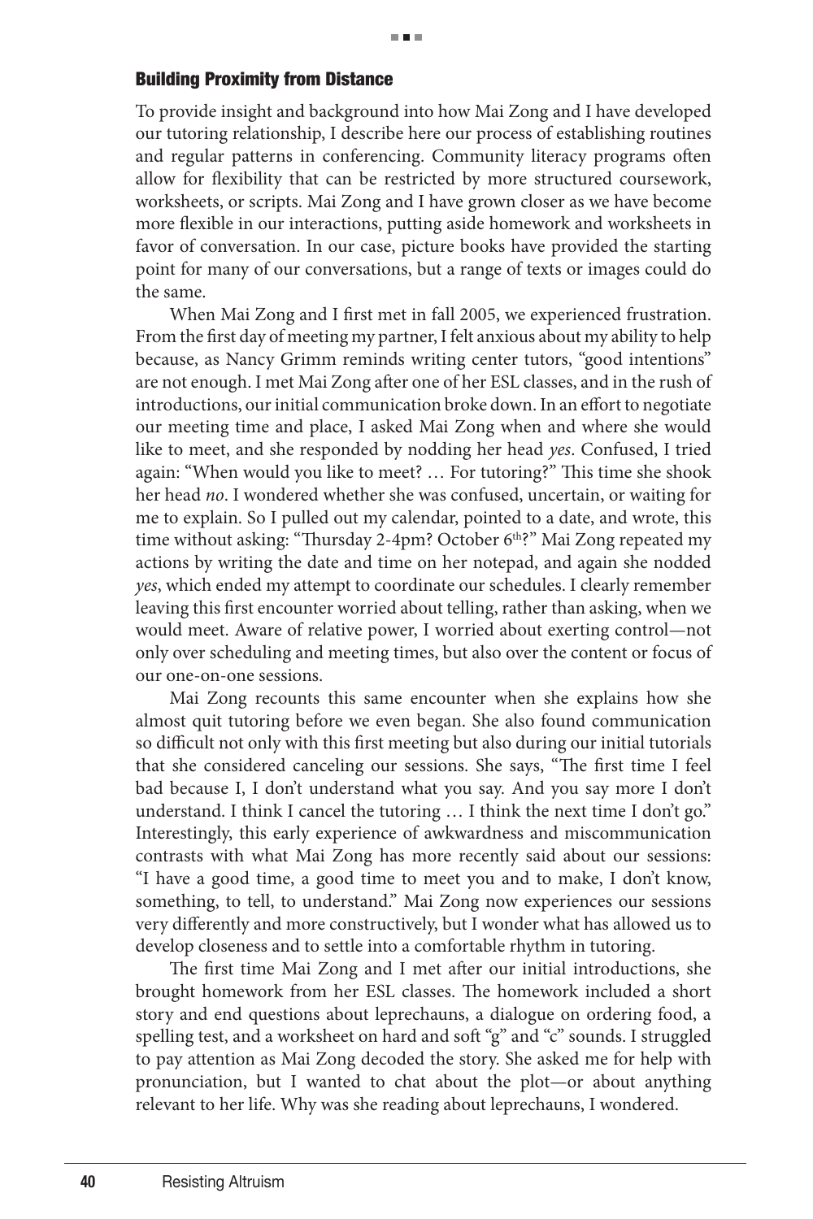### Building Proximity from Distance

To provide insight and background into how Mai Zong and I have developed our tutoring relationship, I describe here our process of establishing routines and regular patterns in conferencing. Community literacy programs often allow for flexibility that can be restricted by more structured coursework, worksheets, or scripts. Mai Zong and I have grown closer as we have become more flexible in our interactions, putting aside homework and worksheets in favor of conversation. In our case, picture books have provided the starting point for many of our conversations, but a range of texts or images could do the same.

When Mai Zong and I first met in fall 2005, we experienced frustration. From the first day of meeting my partner, I felt anxious about my ability to help because, as Nancy Grimm reminds writing center tutors, "good intentions" are not enough. I met Mai Zong after one of her ESL classes, and in the rush of introductions, our initial communication broke down. In an effort to negotiate our meeting time and place, I asked Mai Zong when and where she would like to meet, and she responded by nodding her head *yes*. Confused, I tried again: "When would you like to meet? … For tutoring?" This time she shook her head *no*. I wondered whether she was confused, uncertain, or waiting for me to explain. So I pulled out my calendar, pointed to a date, and wrote, this time without asking: "Thursday 2-4pm? October 6th?" Mai Zong repeated my actions by writing the date and time on her notepad, and again she nodded *yes*, which ended my attempt to coordinate our schedules. I clearly remember leaving this first encounter worried about telling, rather than asking, when we would meet. Aware of relative power, I worried about exerting control—not only over scheduling and meeting times, but also over the content or focus of our one-on-one sessions.

Mai Zong recounts this same encounter when she explains how she almost quit tutoring before we even began. She also found communication so difficult not only with this first meeting but also during our initial tutorials that she considered canceling our sessions. She says, "The first time I feel bad because I, I don't understand what you say. And you say more I don't understand. I think I cancel the tutoring … I think the next time I don't go." Interestingly, this early experience of awkwardness and miscommunication contrasts with what Mai Zong has more recently said about our sessions: "I have a good time, a good time to meet you and to make, I don't know, something, to tell, to understand." Mai Zong now experiences our sessions very differently and more constructively, but I wonder what has allowed us to develop closeness and to settle into a comfortable rhythm in tutoring.

The first time Mai Zong and I met after our initial introductions, she brought homework from her ESL classes. The homework included a short story and end questions about leprechauns, a dialogue on ordering food, a spelling test, and a worksheet on hard and soft "g" and "c" sounds. I struggled to pay attention as Mai Zong decoded the story. She asked me for help with pronunciation, but I wanted to chat about the plot—or about anything relevant to her life. Why was she reading about leprechauns, I wondered.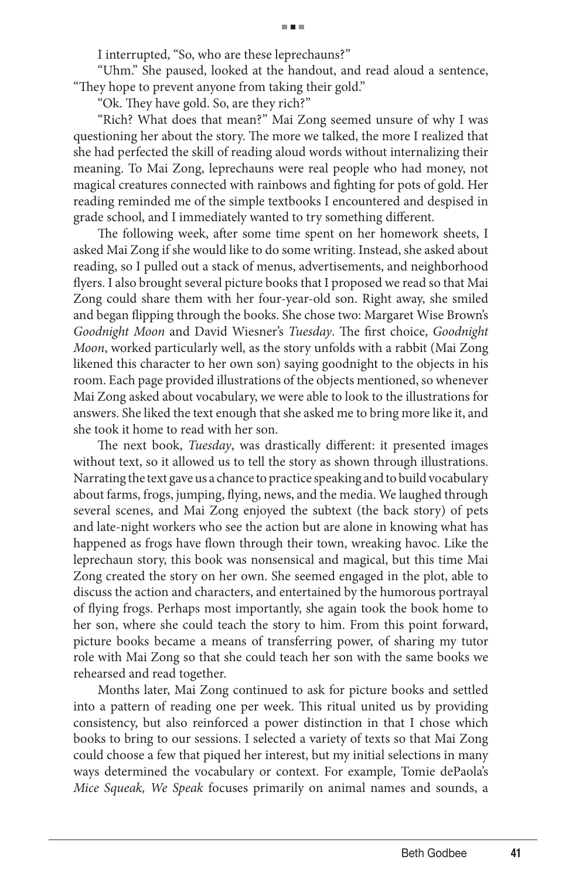I interrupted, "So, who are these leprechauns?"

"Uhm." She paused, looked at the handout, and read aloud a sentence, "They hope to prevent anyone from taking their gold."

"Ok. They have gold. So, are they rich?"

"Rich? What does that mean?" Mai Zong seemed unsure of why I was questioning her about the story. The more we talked, the more I realized that she had perfected the skill of reading aloud words without internalizing their meaning. To Mai Zong, leprechauns were real people who had money, not magical creatures connected with rainbows and fighting for pots of gold. Her reading reminded me of the simple textbooks I encountered and despised in grade school, and I immediately wanted to try something different.

The following week, after some time spent on her homework sheets, I asked Mai Zong if she would like to do some writing. Instead, she asked about reading, so I pulled out a stack of menus, advertisements, and neighborhood flyers. I also brought several picture books that I proposed we read so that Mai Zong could share them with her four-year-old son. Right away, she smiled and began flipping through the books. She chose two: Margaret Wise Brown's *Goodnight Moon* and David Wiesner's *Tuesday*. The first choice, *Goodnight Moon*, worked particularly well, as the story unfolds with a rabbit (Mai Zong likened this character to her own son) saying goodnight to the objects in his room. Each page provided illustrations of the objects mentioned, so whenever Mai Zong asked about vocabulary, we were able to look to the illustrations for answers. She liked the text enough that she asked me to bring more like it, and she took it home to read with her son.

The next book, *Tuesday*, was drastically different: it presented images without text, so it allowed us to tell the story as shown through illustrations. Narrating the text gave us a chance to practice speaking and to build vocabulary about farms, frogs, jumping, flying, news, and the media. We laughed through several scenes, and Mai Zong enjoyed the subtext (the back story) of pets and late-night workers who see the action but are alone in knowing what has happened as frogs have flown through their town, wreaking havoc. Like the leprechaun story, this book was nonsensical and magical, but this time Mai Zong created the story on her own. She seemed engaged in the plot, able to discuss the action and characters, and entertained by the humorous portrayal of flying frogs. Perhaps most importantly, she again took the book home to her son, where she could teach the story to him. From this point forward, picture books became a means of transferring power, of sharing my tutor role with Mai Zong so that she could teach her son with the same books we rehearsed and read together.

Months later, Mai Zong continued to ask for picture books and settled into a pattern of reading one per week. This ritual united us by providing consistency, but also reinforced a power distinction in that I chose which books to bring to our sessions. I selected a variety of texts so that Mai Zong could choose a few that piqued her interest, but my initial selections in many ways determined the vocabulary or context. For example, Tomie dePaola's *Mice Squeak, We Speak* focuses primarily on animal names and sounds, a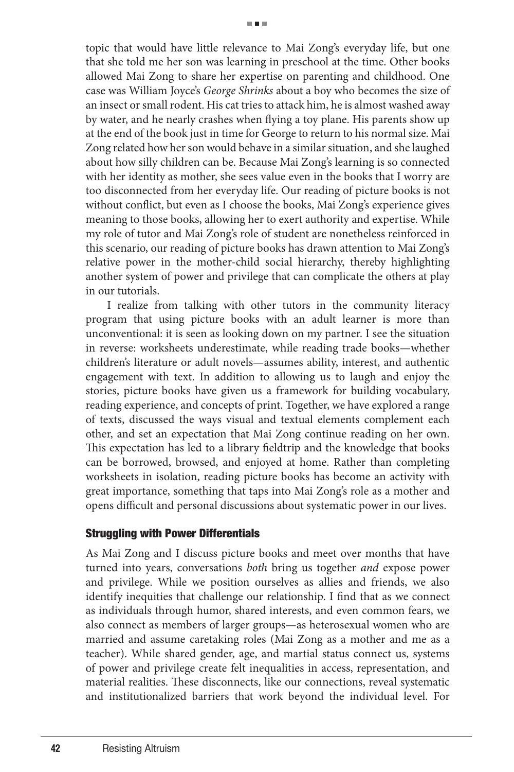topic that would have little relevance to Mai Zong's everyday life, but one that she told me her son was learning in preschool at the time. Other books allowed Mai Zong to share her expertise on parenting and childhood. One case was William Joyce's *George Shrinks* about a boy who becomes the size of an insect or small rodent. His cat tries to attack him, he is almost washed away by water, and he nearly crashes when flying a toy plane. His parents show up at the end of the book just in time for George to return to his normal size. Mai Zong related how her son would behave in a similar situation, and she laughed about how silly children can be. Because Mai Zong's learning is so connected with her identity as mother, she sees value even in the books that I worry are too disconnected from her everyday life. Our reading of picture books is not without conflict, but even as I choose the books, Mai Zong's experience gives meaning to those books, allowing her to exert authority and expertise. While my role of tutor and Mai Zong's role of student are nonetheless reinforced in this scenario, our reading of picture books has drawn attention to Mai Zong's relative power in the mother-child social hierarchy, thereby highlighting another system of power and privilege that can complicate the others at play in our tutorials.

I realize from talking with other tutors in the community literacy program that using picture books with an adult learner is more than unconventional: it is seen as looking down on my partner. I see the situation in reverse: worksheets underestimate, while reading trade books—whether children's literature or adult novels—assumes ability, interest, and authentic engagement with text. In addition to allowing us to laugh and enjoy the stories, picture books have given us a framework for building vocabulary, reading experience, and concepts of print. Together, we have explored a range of texts, discussed the ways visual and textual elements complement each other, and set an expectation that Mai Zong continue reading on her own. This expectation has led to a library fieldtrip and the knowledge that books can be borrowed, browsed, and enjoyed at home. Rather than completing worksheets in isolation, reading picture books has become an activity with great importance, something that taps into Mai Zong's role as a mother and opens difficult and personal discussions about systematic power in our lives.

### Struggling with Power Differentials

As Mai Zong and I discuss picture books and meet over months that have turned into years, conversations *both* bring us together *and* expose power and privilege. While we position ourselves as allies and friends, we also identify inequities that challenge our relationship. I find that as we connect as individuals through humor, shared interests, and even common fears, we also connect as members of larger groups—as heterosexual women who are married and assume caretaking roles (Mai Zong as a mother and me as a teacher). While shared gender, age, and martial status connect us, systems of power and privilege create felt inequalities in access, representation, and material realities. These disconnects, like our connections, reveal systematic and institutionalized barriers that work beyond the individual level. For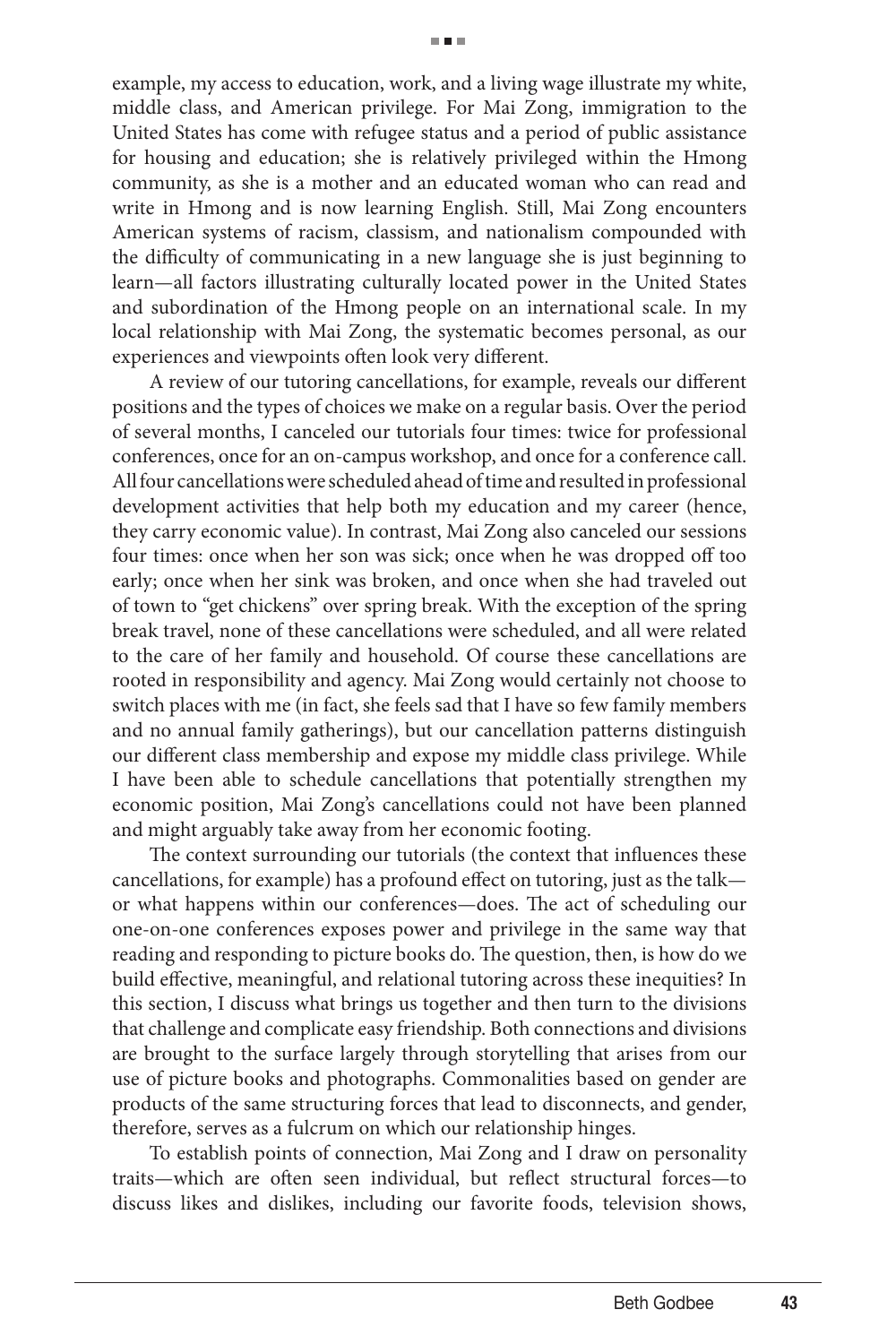example, my access to education, work, and a living wage illustrate my white, middle class, and American privilege. For Mai Zong, immigration to the United States has come with refugee status and a period of public assistance for housing and education; she is relatively privileged within the Hmong community, as she is a mother and an educated woman who can read and write in Hmong and is now learning English. Still, Mai Zong encounters American systems of racism, classism, and nationalism compounded with the difficulty of communicating in a new language she is just beginning to learn—all factors illustrating culturally located power in the United States and subordination of the Hmong people on an international scale. In my local relationship with Mai Zong, the systematic becomes personal, as our experiences and viewpoints often look very different.

A review of our tutoring cancellations, for example, reveals our different positions and the types of choices we make on a regular basis. Over the period of several months, I canceled our tutorials four times: twice for professional conferences, once for an on-campus workshop, and once for a conference call. All four cancellations were scheduled ahead of time and resulted in professional development activities that help both my education and my career (hence, they carry economic value). In contrast, Mai Zong also canceled our sessions four times: once when her son was sick; once when he was dropped off too early; once when her sink was broken, and once when she had traveled out of town to "get chickens" over spring break. With the exception of the spring break travel, none of these cancellations were scheduled, and all were related to the care of her family and household. Of course these cancellations are rooted in responsibility and agency. Mai Zong would certainly not choose to switch places with me (in fact, she feels sad that I have so few family members and no annual family gatherings), but our cancellation patterns distinguish our different class membership and expose my middle class privilege. While I have been able to schedule cancellations that potentially strengthen my economic position, Mai Zong's cancellations could not have been planned and might arguably take away from her economic footing.

The context surrounding our tutorials (the context that influences these cancellations, for example) has a profound effect on tutoring, just as the talk—or what happens within our conferences—does. The act of scheduling our one-on-one conferences exposes power and privilege in the same way that reading and responding to picture books do. The question, then, is how do we build effective, meaningful, and relational tutoring across these inequities? In this section, I discuss what brings us together and then turn to the divisions that challenge and complicate easy friendship. Both connections and divisions are brought to the surface largely through storytelling that arises from our use of picture books and photographs. Commonalities based on gender are products of the same structuring forces that lead to disconnects, and gender, therefore, serves as a fulcrum on which our relationship hinges.

To establish points of connection, Mai Zong and I draw on personality traits—which are often seen individual, but reflect structural forces—to discuss likes and dislikes, including our favorite foods, television shows,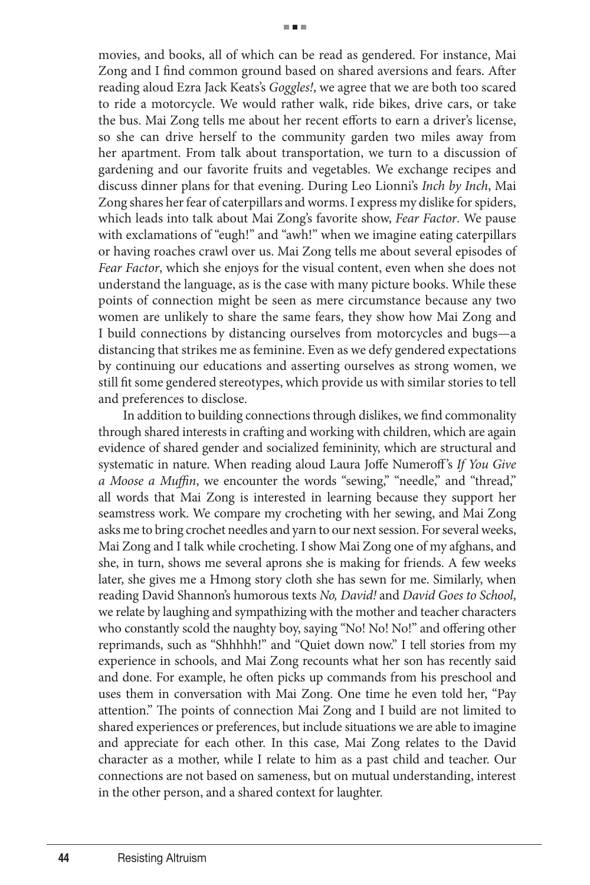movies, and books, all of which can be read as gendered. For instance, Mai Zong and I find common ground based on shared aversions and fears. After reading aloud Ezra Jack Keats's *Goggles!*, we agree that we are both too scared to ride a motorcycle. We would rather walk, ride bikes, drive cars, or take the bus. Mai Zong tells me about her recent efforts to earn a driver's license, so she can drive herself to the community garden two miles away from her apartment. From talk about transportation, we turn to a discussion of gardening and our favorite fruits and vegetables. We exchange recipes and discuss dinner plans for that evening. During Leo Lionni's *Inch by Inch*, Mai Zong shares her fear of caterpillars and worms. I express my dislike for spiders, which leads into talk about Mai Zong's favorite show, *Fear Factor*. We pause with exclamations of "eugh!" and "awh!" when we imagine eating caterpillars or having roaches crawl over us. Mai Zong tells me about several episodes of *Fear Factor*, which she enjoys for the visual content, even when she does not understand the language, as is the case with many picture books. While these points of connection might be seen as mere circumstance because any two women are unlikely to share the same fears, they show how Mai Zong and I build connections by distancing ourselves from motorcycles and bugs—a distancing that strikes me as feminine. Even as we defy gendered expectations by continuing our educations and asserting ourselves as strong women, we still fit some gendered stereotypes, which provide us with similar stories to tell and preferences to disclose.

In addition to building connections through dislikes, we find commonality through shared interests in crafting and working with children, which are again evidence of shared gender and socialized femininity, which are structural and systematic in nature. When reading aloud Laura Joffe Numeroff's *If You Give a Moose a Muffin*, we encounter the words "sewing," "needle," and "thread," all words that Mai Zong is interested in learning because they support her seamstress work. We compare my crocheting with her sewing, and Mai Zong asks me to bring crochet needles and yarn to our next session. For several weeks, Mai Zong and I talk while crocheting. I show Mai Zong one of my afghans, and she, in turn, shows me several aprons she is making for friends. A few weeks later, she gives me a Hmong story cloth she has sewn for me. Similarly, when reading David Shannon's humorous texts *No, David!* and *David Goes to School*, we relate by laughing and sympathizing with the mother and teacher characters who constantly scold the naughty boy, saying "No! No! No!" and offering other reprimands, such as "Shhhhh!" and "Quiet down now." I tell stories from my experience in schools, and Mai Zong recounts what her son has recently said and done. For example, he often picks up commands from his preschool and uses them in conversation with Mai Zong. One time he even told her, "Pay attention." The points of connection Mai Zong and I build are not limited to shared experiences or preferences, but include situations we are able to imagine and appreciate for each other. In this case, Mai Zong relates to the David character as a mother, while I relate to him as a past child and teacher. Our connections are not based on sameness, but on mutual understanding, interest in the other person, and a shared context for laughter.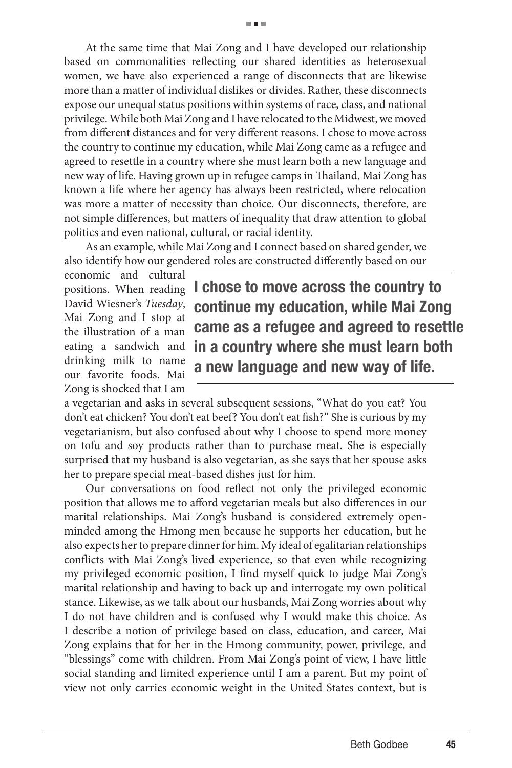■ ■ ■

At the same time that Mai Zong and I have developed our relationship based on commonalities reflecting our shared identities as heterosexual women, we have also experienced a range of disconnects that are likewise more than a matter of individual dislikes or divides. Rather, these disconnects expose our unequal status positions within systems of race, class, and national privilege. While both Mai Zong and I have relocated to the Midwest, we moved from different distances and for very different reasons. I chose to move across the country to continue my education, while Mai Zong came as a refugee and agreed to resettle in a country where she must learn both a new language and new way of life. Having grown up in refugee camps in Thailand, Mai Zong has known a life where her agency has always been restricted, where relocation was more a matter of necessity than choice. Our disconnects, therefore, are not simple differences, but matters of inequality that draw attention to global politics and even national, cultural, or racial identity.

As an example, while Mai Zong and I connect based on shared gender, we also identify how our gendered roles are constructed differently based on our economic and cultural positions. When reading David Wiesner's *Tuesday*, Mai Zong and I stop at the illustration of a man eating a sandwich and drinking milk to name our favorite foods. Mai Zong is shocked that I am a vegetarian and asks in several subsequent sessions, "What do you eat? You don't eat chicken? You don't eat beef? You don't eat fish?" She is curious by my vegetarianism, but also confused about why I choose to spend more money on tofu and soy products rather than to purchase meat. She is especially surprised that my husband is also vegetarian, as she says that her spouse asks her to prepare special meat-based dishes just for him.

**I chose to move across the country to continue my education, while Mai Zong came as a refugee and agreed to resettle in a country where she must learn both a new language and new way of life.**

Our conversations on food reflect not only the privileged economic position that allows me to afford vegetarian meals but also differences in our marital relationships. Mai Zong's husband is considered extremely open-minded among the Hmong men because he supports her education, but he also expects her to prepare dinner for him. My ideal of egalitarian relationships conflicts with Mai Zong's lived experience, so that even while recognizing my privileged economic position, I find myself quick to judge Mai Zong's marital relationship and having to back up and interrogate my own political stance. Likewise, as we talk about our husbands, Mai Zong worries about why I do not have children and is confused why I would make this choice. As I describe a notion of privilege based on class, education, and career, Mai Zong explains that for her in the Hmong community, power, privilege, and "blessings" come with children. From Mai Zong's point of view, I have little social standing and limited experience until I am a parent. But my point of view not only carries economic weight in the United States context, but is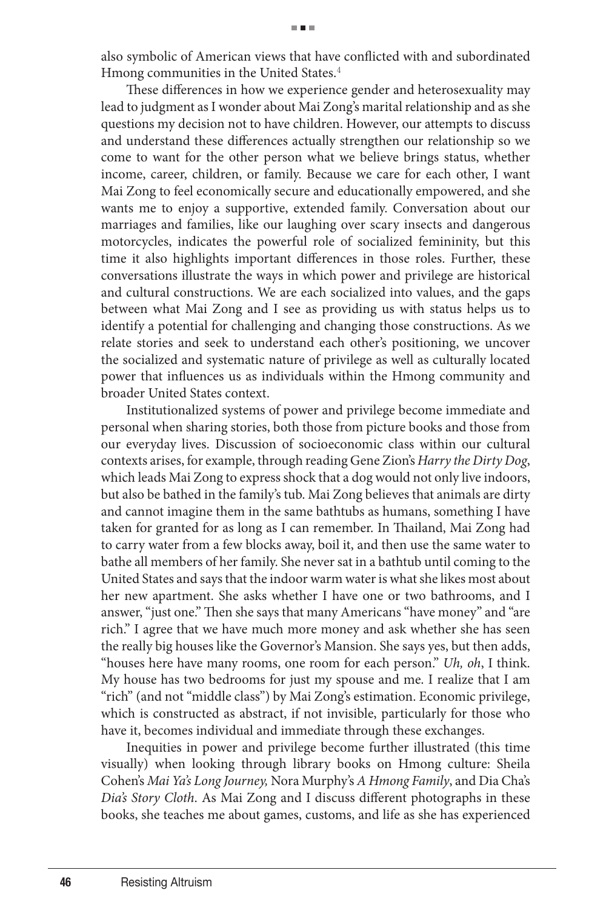also symbolic of American views that have conflicted with and subordinated Hmong communities in the United States.[4]

These differences in how we experience gender and heterosexuality may lead to judgment as I wonder about Mai Zong's marital relationship and as she questions my decision not to have children. However, our attempts to discuss and understand these differences actually strengthen our relationship so we come to want for the other person what we believe brings status, whether income, career, children, or family. Because we care for each other, I want Mai Zong to feel economically secure and educationally empowered, and she wants me to enjoy a supportive, extended family. Conversation about our marriages and families, like our laughing over scary insects and dangerous motorcycles, indicates the powerful role of socialized femininity, but this time it also highlights important differences in those roles. Further, these conversations illustrate the ways in which power and privilege are historical and cultural constructions. We are each socialized into values, and the gaps between what Mai Zong and I see as providing us with status helps us to identify a potential for challenging and changing those constructions. As we relate stories and seek to understand each other's positioning, we uncover the socialized and systematic nature of privilege as well as culturally located power that influences us as individuals within the Hmong community and broader United States context.

Institutionalized systems of power and privilege become immediate and personal when sharing stories, both those from picture books and those from our everyday lives. Discussion of socioeconomic class within our cultural contexts arises, for example, through reading Gene Zion's *Harry the Dirty Dog*, which leads Mai Zong to express shock that a dog would not only live indoors, but also be bathed in the family's tub. Mai Zong believes that animals are dirty and cannot imagine them in the same bathtubs as humans, something I have taken for granted for as long as I can remember. In Thailand, Mai Zong had to carry water from a few blocks away, boil it, and then use the same water to bathe all members of her family. She never sat in a bathtub until coming to the United States and says that the indoor warm water is what she likes most about her new apartment. She asks whether I have one or two bathrooms, and I answer, "just one." Then she says that many Americans "have money" and "are rich." I agree that we have much more money and ask whether she has seen the really big houses like the Governor's Mansion. She says yes, but then adds, "houses here have many rooms, one room for each person." *Uh, oh*, I think. My house has two bedrooms for just my spouse and me. I realize that I am "rich" (and not "middle class") by Mai Zong's estimation. Economic privilege, which is constructed as abstract, if not invisible, particularly for those who have it, becomes individual and immediate through these exchanges.

Inequities in power and privilege become further illustrated (this time visually) when looking through library books on Hmong culture: Sheila Cohen's *Mai Ya's Long Journey,* Nora Murphy's *A Hmong Family*, and Dia Cha's *Dia's Story Cloth*. As Mai Zong and I discuss different photographs in these books, she teaches me about games, customs, and life as she has experienced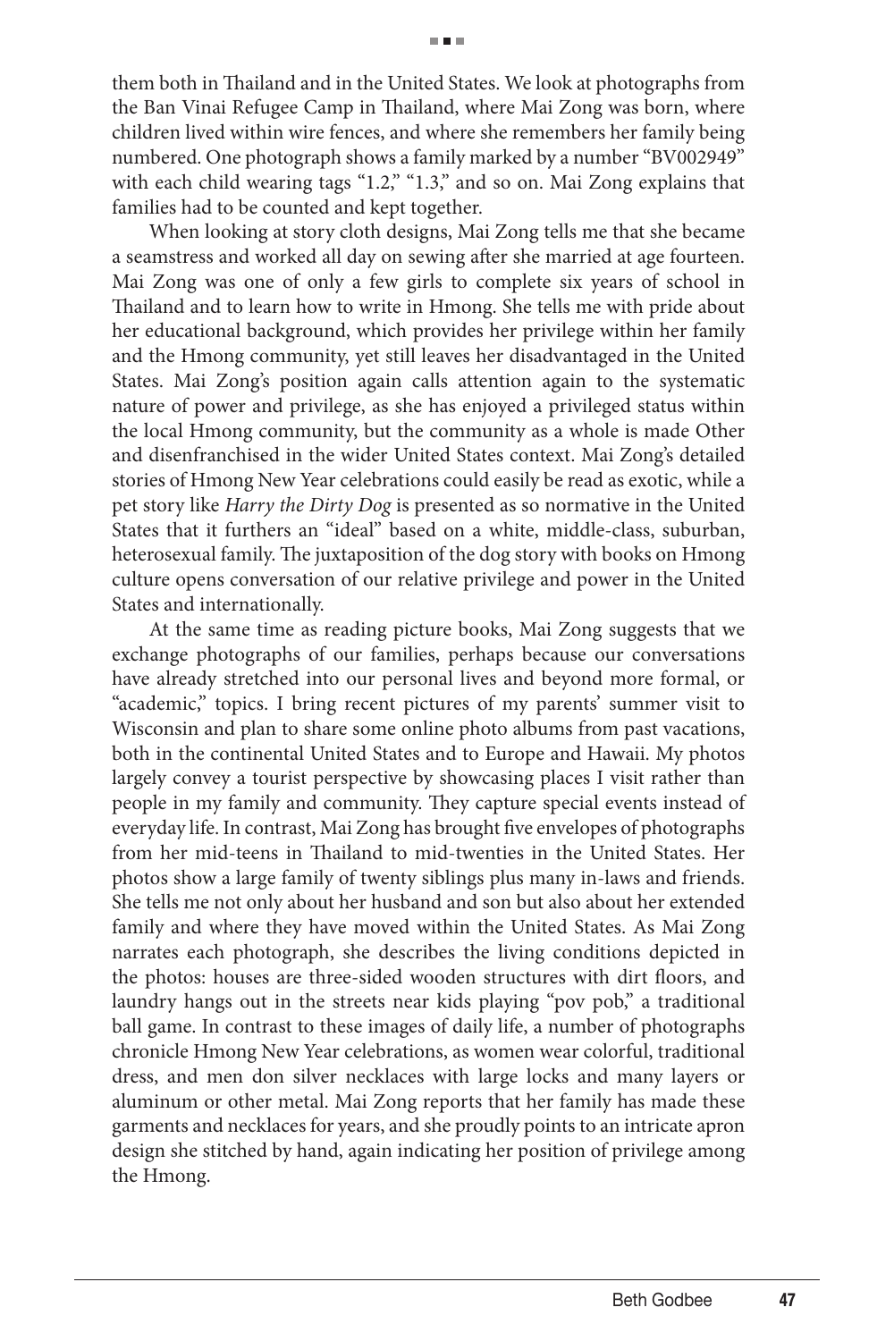them both in Thailand and in the United States. We look at photographs from the Ban Vinai Refugee Camp in Thailand, where Mai Zong was born, where children lived within wire fences, and where she remembers her family being numbered. One photograph shows a family marked by a number "BV002949" with each child wearing tags "1.2," "1.3," and so on. Mai Zong explains that families had to be counted and kept together.

When looking at story cloth designs, Mai Zong tells me that she became a seamstress and worked all day on sewing after she married at age fourteen. Mai Zong was one of only a few girls to complete six years of school in Thailand and to learn how to write in Hmong. She tells me with pride about her educational background, which provides her privilege within her family and the Hmong community, yet still leaves her disadvantaged in the United States. Mai Zong's position again calls attention again to the systematic nature of power and privilege, as she has enjoyed a privileged status within the local Hmong community, but the community as a whole is made Other and disenfranchised in the wider United States context. Mai Zong's detailed stories of Hmong New Year celebrations could easily be read as exotic, while a pet story like *Harry the Dirty Dog* is presented as so normative in the United States that it furthers an "ideal" based on a white, middle-class, suburban, heterosexual family. The juxtaposition of the dog story with books on Hmong culture opens conversation of our relative privilege and power in the United States and internationally.

At the same time as reading picture books, Mai Zong suggests that we exchange photographs of our families, perhaps because our conversations have already stretched into our personal lives and beyond more formal, or "academic," topics. I bring recent pictures of my parents' summer visit to Wisconsin and plan to share some online photo albums from past vacations, both in the continental United States and to Europe and Hawaii. My photos largely convey a tourist perspective by showcasing places I visit rather than people in my family and community. They capture special events instead of everyday life. In contrast, Mai Zong has brought five envelopes of photographs from her mid-teens in Thailand to mid-twenties in the United States. Her photos show a large family of twenty siblings plus many in-laws and friends. She tells me not only about her husband and son but also about her extended family and where they have moved within the United States. As Mai Zong narrates each photograph, she describes the living conditions depicted in the photos: houses are three-sided wooden structures with dirt floors, and laundry hangs out in the streets near kids playing "pov pob," a traditional ball game. In contrast to these images of daily life, a number of photographs chronicle Hmong New Year celebrations, as women wear colorful, traditional dress, and men don silver necklaces with large locks and many layers or aluminum or other metal. Mai Zong reports that her family has made these garments and necklaces for years, and she proudly points to an intricate apron design she stitched by hand, again indicating her position of privilege among the Hmong.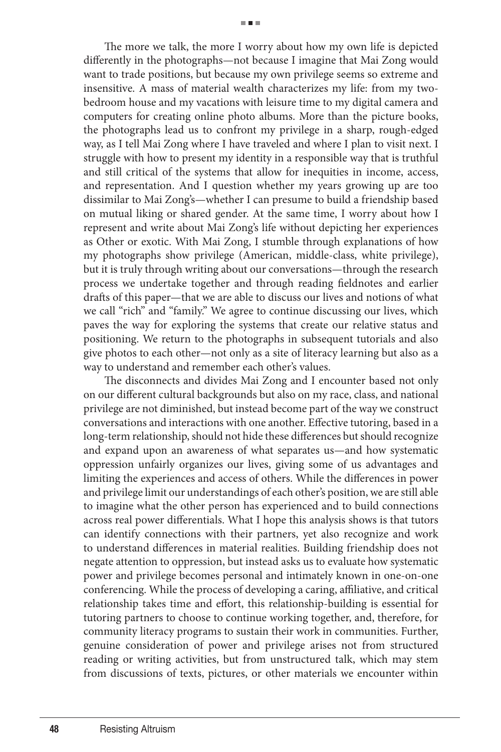The more we talk, the more I worry about how my own life is depicted differently in the photographs—not because I imagine that Mai Zong would want to trade positions, but because my own privilege seems so extreme and insensitive. A mass of material wealth characterizes my life: from my two-bedroom house and my vacations with leisure time to my digital camera and computers for creating online photo albums. More than the picture books, the photographs lead us to confront my privilege in a sharp, rough-edged way, as I tell Mai Zong where I have traveled and where I plan to visit next. I struggle with how to present my identity in a responsible way that is truthful and still critical of the systems that allow for inequities in income, access, and representation. And I question whether my years growing up are too dissimilar to Mai Zong's—whether I can presume to build a friendship based on mutual liking or shared gender. At the same time, I worry about how I represent and write about Mai Zong's life without depicting her experiences as Other or exotic. With Mai Zong, I stumble through explanations of how my photographs show privilege (American, middle-class, white privilege), but it is truly through writing about our conversations—through the research process we undertake together and through reading fieldnotes and earlier drafts of this paper—that we are able to discuss our lives and notions of what we call "rich" and "family." We agree to continue discussing our lives, which paves the way for exploring the systems that create our relative status and positioning. We return to the photographs in subsequent tutorials and also give photos to each other—not only as a site of literacy learning but also as a way to understand and remember each other's values.

The disconnects and divides Mai Zong and I encounter based not only on our different cultural backgrounds but also on my race, class, and national privilege are not diminished, but instead become part of the way we construct conversations and interactions with one another. Effective tutoring, based in a long-term relationship, should not hide these differences but should recognize and expand upon an awareness of what separates us—and how systematic oppression unfairly organizes our lives, giving some of us advantages and limiting the experiences and access of others. While the differences in power and privilege limit our understandings of each other's position, we are still able to imagine what the other person has experienced and to build connections across real power differentials. What I hope this analysis shows is that tutors can identify connections with their partners, yet also recognize and work to understand differences in material realities. Building friendship does not negate attention to oppression, but instead asks us to evaluate how systematic power and privilege becomes personal and intimately known in one-on-one conferencing. While the process of developing a caring, affiliative, and critical relationship takes time and effort, this relationship-building is essential for tutoring partners to choose to continue working together, and, therefore, for community literacy programs to sustain their work in communities. Further, genuine consideration of power and privilege arises not from structured reading or writing activities, but from unstructured talk, which may stem from discussions of texts, pictures, or other materials we encounter within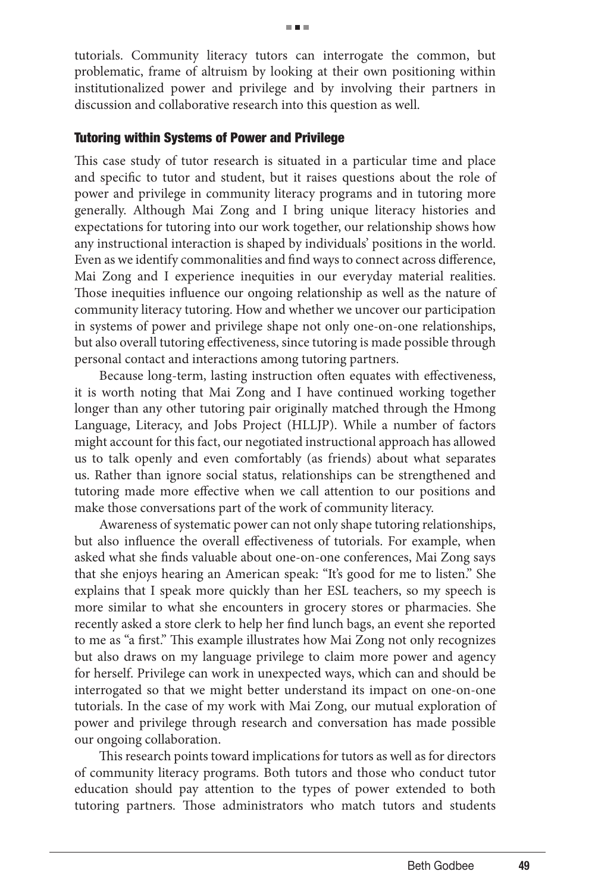tutorials. Community literacy tutors can interrogate the common, but problematic, frame of altruism by looking at their own positioning within institutionalized power and privilege and by involving their partners in discussion and collaborative research into this question as well.

## Tutoring within Systems of Power and Privilege

This case study of tutor research is situated in a particular time and place and specific to tutor and student, but it raises questions about the role of power and privilege in community literacy programs and in tutoring more generally. Although Mai Zong and I bring unique literacy histories and expectations for tutoring into our work together, our relationship shows how any instructional interaction is shaped by individuals' positions in the world. Even as we identify commonalities and find ways to connect across difference, Mai Zong and I experience inequities in our everyday material realities. Those inequities influence our ongoing relationship as well as the nature of community literacy tutoring. How and whether we uncover our participation in systems of power and privilege shape not only one-on-one relationships, but also overall tutoring effectiveness, since tutoring is made possible through personal contact and interactions among tutoring partners.

Because long-term, lasting instruction often equates with effectiveness, it is worth noting that Mai Zong and I have continued working together longer than any other tutoring pair originally matched through the Hmong Language, Literacy, and Jobs Project (HLLJP). While a number of factors might account for this fact, our negotiated instructional approach has allowed us to talk openly and even comfortably (as friends) about what separates us. Rather than ignore social status, relationships can be strengthened and tutoring made more effective when we call attention to our positions and make those conversations part of the work of community literacy.

Awareness of systematic power can not only shape tutoring relationships, but also influence the overall effectiveness of tutorials. For example, when asked what she finds valuable about one-on-one conferences, Mai Zong says that she enjoys hearing an American speak: "It's good for me to listen." She explains that I speak more quickly than her ESL teachers, so my speech is more similar to what she encounters in grocery stores or pharmacies. She recently asked a store clerk to help her find lunch bags, an event she reported to me as "a first." This example illustrates how Mai Zong not only recognizes but also draws on my language privilege to claim more power and agency for herself. Privilege can work in unexpected ways, which can and should be interrogated so that we might better understand its impact on one-on-one tutorials. In the case of my work with Mai Zong, our mutual exploration of power and privilege through research and conversation has made possible our ongoing collaboration.

This research points toward implications for tutors as well as for directors of community literacy programs. Both tutors and those who conduct tutor education should pay attention to the types of power extended to both tutoring partners. Those administrators who match tutors and students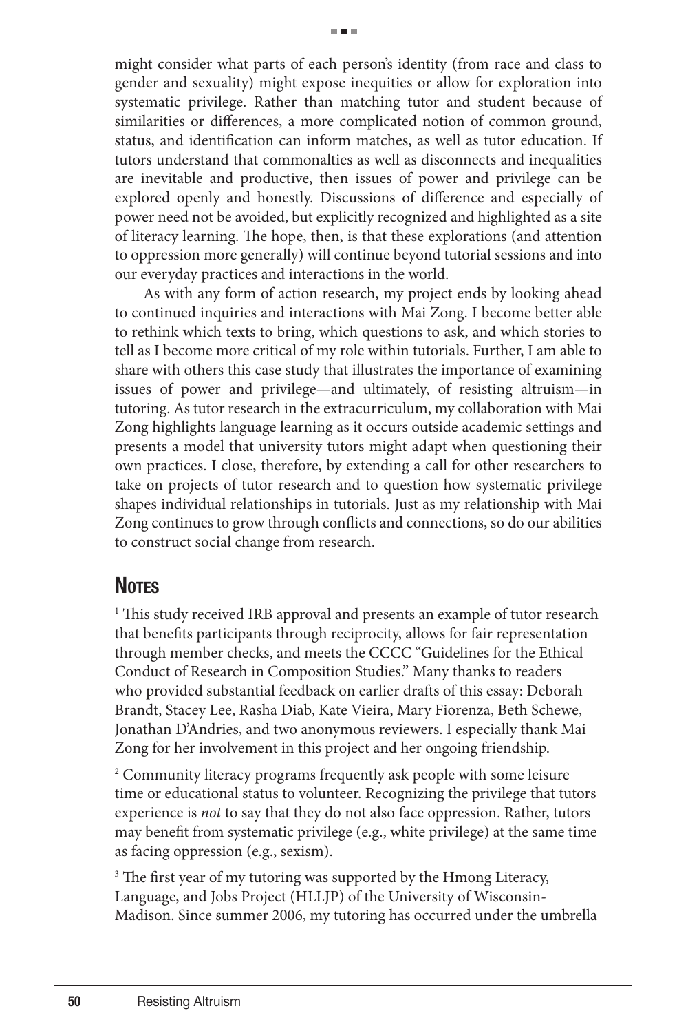might consider what parts of each person's identity (from race and class to gender and sexuality) might expose inequities or allow for exploration into systematic privilege. Rather than matching tutor and student because of similarities or differences, a more complicated notion of common ground, status, and identification can inform matches, as well as tutor education. If tutors understand that commonalties as well as disconnects and inequalities are inevitable and productive, then issues of power and privilege can be explored openly and honestly. Discussions of difference and especially of power need not be avoided, but explicitly recognized and highlighted as a site of literacy learning. The hope, then, is that these explorations (and attention to oppression more generally) will continue beyond tutorial sessions and into our everyday practices and interactions in the world.

As with any form of action research, my project ends by looking ahead to continued inquiries and interactions with Mai Zong. I become better able to rethink which texts to bring, which questions to ask, and which stories to tell as I become more critical of my role within tutorials. Further, I am able to share with others this case study that illustrates the importance of examining issues of power and privilege—and ultimately, of resisting altruism—in tutoring. As tutor research in the extracurriculum, my collaboration with Mai Zong highlights language learning as it occurs outside academic settings and presents a model that university tutors might adapt when questioning their own practices. I close, therefore, by extending a call for other researchers to take on projects of tutor research and to question how systematic privilege shapes individual relationships in tutorials. Just as my relationship with Mai Zong continues to grow through conflicts and connections, so do our abilities to construct social change from research.

## Notes

[1] This study received IRB approval and presents an example of tutor research that benefits participants through reciprocity, allows for fair representation through member checks, and meets the CCCC "Guidelines for the Ethical Conduct of Research in Composition Studies." Many thanks to readers who provided substantial feedback on earlier drafts of this essay: Deborah Brandt, Stacey Lee, Rasha Diab, Kate Vieira, Mary Fiorenza, Beth Schewe, Jonathan D'Andries, and two anonymous reviewers. I especially thank Mai Zong for her involvement in this project and her ongoing friendship.

[2] Community literacy programs frequently ask people with some leisure time or educational status to volunteer. Recognizing the privilege that tutors experience is *not* to say that they do not also face oppression. Rather, tutors may benefit from systematic privilege (e.g., white privilege) at the same time as facing oppression (e.g., sexism).

[3] The first year of my tutoring was supported by the Hmong Literacy, Language, and Jobs Project (HLLJP) of the University of Wisconsin-Madison. Since summer 2006, my tutoring has occurred under the umbrella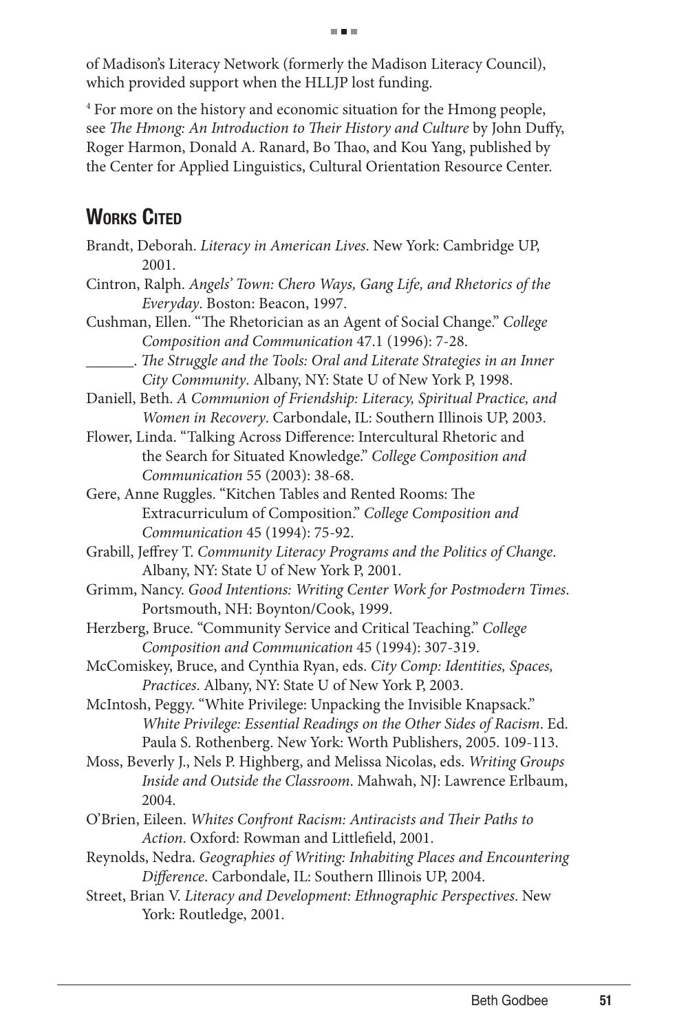of Madison's Literacy Network (formerly the Madison Literacy Council), which provided support when the HLLJP lost funding.

[4] For more on the history and economic situation for the Hmong people, see *The Hmong: An Introduction to Their History and Culture* by John Duffy, Roger Harmon, Donald A. Ranard, Bo Thao, and Kou Yang, published by the Center for Applied Linguistics, Cultural Orientation Resource Center.

## Works Cited

Brandt, Deborah. *Literacy in American Lives*. New York: Cambridge UP, 2001.

Cintron, Ralph. *Angels' Town: Chero Ways, Gang Life, and Rhetorics of the Everyday*. Boston: Beacon, 1997.

Cushman, Ellen. "The Rhetorician as an Agent of Social Change." *College Composition and Communication* 47.1 (1996): 7-28.

______. *The Struggle and the Tools: Oral and Literate Strategies in an Inner City Community*. Albany, NY: State U of New York P, 1998.

Daniell, Beth. *A Communion of Friendship: Literacy, Spiritual Practice, and Women in Recovery*. Carbondale, IL: Southern Illinois UP, 2003.

Flower, Linda. "Talking Across Difference: Intercultural Rhetoric and the Search for Situated Knowledge." *College Composition and Communication* 55 (2003): 38-68.

Gere, Anne Ruggles. "Kitchen Tables and Rented Rooms: The Extracurriculum of Composition." *College Composition and Communication* 45 (1994): 75-92.

Grabill, Jeffrey T. *Community Literacy Programs and the Politics of Change*. Albany, NY: State U of New York P, 2001.

Grimm, Nancy. *Good Intentions: Writing Center Work for Postmodern Times*. Portsmouth, NH: Boynton/Cook, 1999.

Herzberg, Bruce. "Community Service and Critical Teaching." *College Composition and Communication* 45 (1994): 307-319.

McComiskey, Bruce, and Cynthia Ryan, eds. *City Comp: Identities, Spaces, Practices*. Albany, NY: State U of New York P, 2003.

McIntosh, Peggy. "White Privilege: Unpacking the Invisible Knapsack." *White Privilege: Essential Readings on the Other Sides of Racism*. Ed. Paula S. Rothenberg. New York: Worth Publishers, 2005. 109-113.

Moss, Beverly J., Nels P. Highberg, and Melissa Nicolas, eds. *Writing Groups Inside and Outside the Classroom*. Mahwah, NJ: Lawrence Erlbaum, 2004.

O'Brien, Eileen. *Whites Confront Racism: Antiracists and Their Paths to Action*. Oxford: Rowman and Littlefield, 2001.

Reynolds, Nedra. *Geographies of Writing: Inhabiting Places and Encountering Difference*. Carbondale, IL: Southern Illinois UP, 2004.

Street, Brian V. *Literacy and Development: Ethnographic Perspectives*. New York: Routledge, 2001.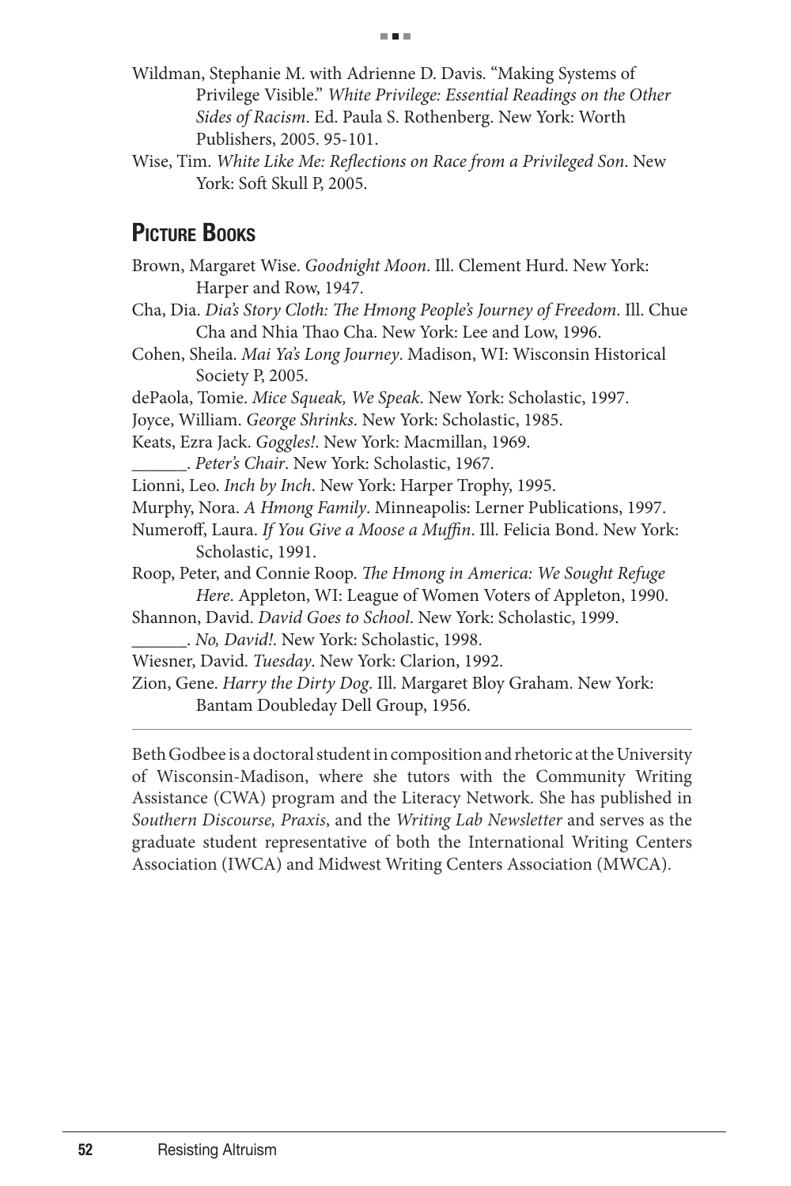Wildman, Stephanie M. with Adrienne D. Davis. "Making Systems of Privilege Visible." *White Privilege: Essential Readings on the Other Sides of Racism*. Ed. Paula S. Rothenberg. New York: Worth Publishers, 2005. 95-101.

Wise, Tim. *White Like Me: Reflections on Race from a Privileged Son*. New York: Soft Skull P, 2005.

## Picture Books

Brown, Margaret Wise. *Goodnight Moon*. Ill. Clement Hurd. New York: Harper and Row, 1947.

Cha, Dia. *Dia's Story Cloth: The Hmong People's Journey of Freedom*. Ill. Chue Cha and Nhia Thao Cha. New York: Lee and Low, 1996.

Cohen, Sheila. *Mai Ya's Long Journey*. Madison, WI: Wisconsin Historical Society P, 2005.

dePaola, Tomie. *Mice Squeak, We Speak*. New York: Scholastic, 1997.

Joyce, William. *George Shrinks*. New York: Scholastic, 1985.

Keats, Ezra Jack. *Goggles!*. New York: Macmillan, 1969.

______. *Peter's Chair*. New York: Scholastic, 1967.

Lionni, Leo. *Inch by Inch*. New York: Harper Trophy, 1995.

Murphy, Nora. *A Hmong Family*. Minneapolis: Lerner Publications, 1997.

Numeroff, Laura. *If You Give a Moose a Muffin*. Ill. Felicia Bond. New York: Scholastic, 1991.

Roop, Peter, and Connie Roop. *The Hmong in America: We Sought Refuge Here*. Appleton, WI: League of Women Voters of Appleton, 1990.

Shannon, David. *David Goes to School*. New York: Scholastic, 1999.

______. *No, David!*. New York: Scholastic, 1998.

Wiesner, David. *Tuesday*. New York: Clarion, 1992.

Zion, Gene. *Harry the Dirty Dog*. Ill. Margaret Bloy Graham. New York: Bantam Doubleday Dell Group, 1956.

---

Beth Godbee is a doctoral student in composition and rhetoric at the University of Wisconsin-Madison, where she tutors with the Community Writing Assistance (CWA) program and the Literacy Network. She has published in *Southern Discourse, Praxis*, and the *Writing Lab Newsletter* and serves as the graduate student representative of both the International Writing Centers Association (IWCA) and Midwest Writing Centers Association (MWCA).